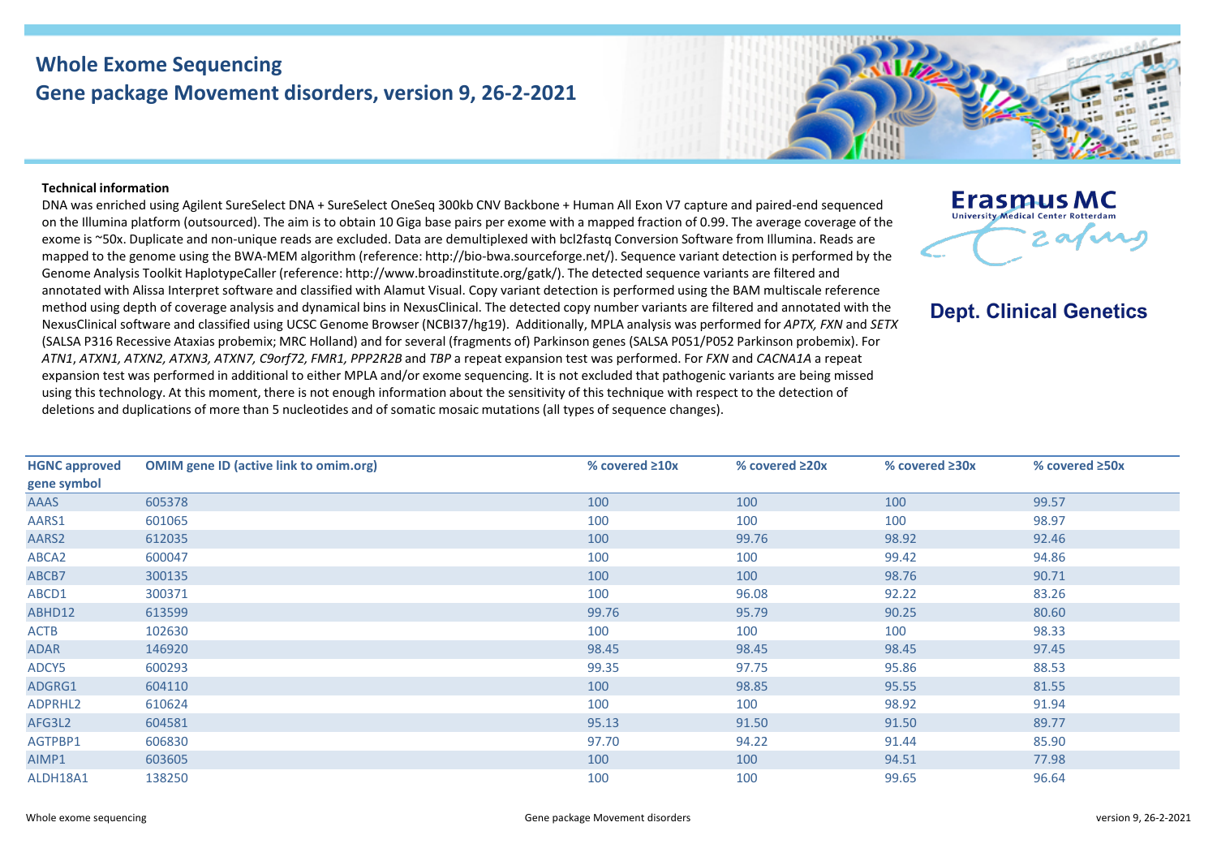# Whole Exome Sequencing

## Gene package Movement disorders, version 9, 26-2-2021

Erasmus MC
University Medical Center Rotterdam

**Dept. Clinical Genetics**

**Technical information**

DNA was enriched using Agilent SureSelect DNA + SureSelect OneSeq 300kb CNV Backbone + Human All Exon V7 capture and paired-end sequenced on the Illumina platform (outsourced). The aim is to obtain 10 Giga base pairs per exome with a mapped fraction of 0.99. The average coverage of the exome is ~50x. Duplicate and non-unique reads are excluded. Data are demultiplexed with bcl2fastq Conversion Software from Illumina. Reads are mapped to the genome using the BWA-MEM algorithm (reference: http://bio-bwa.sourceforge.net/). Sequence variant detection is performed by the Genome Analysis Toolkit HaplotypeCaller (reference: http://www.broadinstitute.org/gatk/). The detected sequence variants are filtered and annotated with Alissa Interpret software and classified with Alamut Visual. Copy variant detection is performed using the BAM multiscale reference method using depth of coverage analysis and dynamical bins in NexusClinical. The detected copy number variants are filtered and annotated with the NexusClinical software and classified using UCSC Genome Browser (NCBI37/hg19). Additionally, MPLA analysis was performed for *APTX, FXN* and *SETX* (SALSA P316 Recessive Ataxias probemix; MRC Holland) and for several (fragments of) Parkinson genes (SALSA P051/P052 Parkinson probemix). For *ATN1*, *ATXN1, ATXN2, ATXN3, ATXN7, C9orf72, FMR1, PPP2R2B* and *TBP* a repeat expansion test was performed. For *FXN* and *CACNA1A* a repeat expansion test was performed in additional to either MPLA and/or exome sequencing. It is not excluded that pathogenic variants are being missed using this technology. At this moment, there is not enough information about the sensitivity of this technique with respect to the detection of deletions and duplications of more than 5 nucleotides and of somatic mosaic mutations (all types of sequence changes).

| HGNC approved gene symbol | OMIM gene ID (active link to omim.org) | % covered ≥10x | % covered ≥20x | % covered ≥30x | % covered ≥50x |
|---|---|---|---|---|---|
| AAAS | 605378 | 100 | 100 | 100 | 99.57 |
| AARS1 | 601065 | 100 | 100 | 100 | 98.97 |
| AARS2 | 612035 | 100 | 99.76 | 98.92 | 92.46 |
| ABCA2 | 600047 | 100 | 100 | 99.42 | 94.86 |
| ABCB7 | 300135 | 100 | 100 | 98.76 | 90.71 |
| ABCD1 | 300371 | 100 | 96.08 | 92.22 | 83.26 |
| ABHD12 | 613599 | 99.76 | 95.79 | 90.25 | 80.60 |
| ACTB | 102630 | 100 | 100 | 100 | 98.33 |
| ADAR | 146920 | 98.45 | 98.45 | 98.45 | 97.45 |
| ADCY5 | 600293 | 99.35 | 97.75 | 95.86 | 88.53 |
| ADGRG1 | 604110 | 100 | 98.85 | 95.55 | 81.55 |
| ADPRHL2 | 610624 | 100 | 100 | 98.92 | 91.94 |
| AFG3L2 | 604581 | 95.13 | 91.50 | 91.50 | 89.77 |
| AGTPBP1 | 606830 | 97.70 | 94.22 | 91.44 | 85.90 |
| AIMP1 | 603605 | 100 | 100 | 94.51 | 77.98 |
| ALDH18A1 | 138250 | 100 | 100 | 99.65 | 96.64 |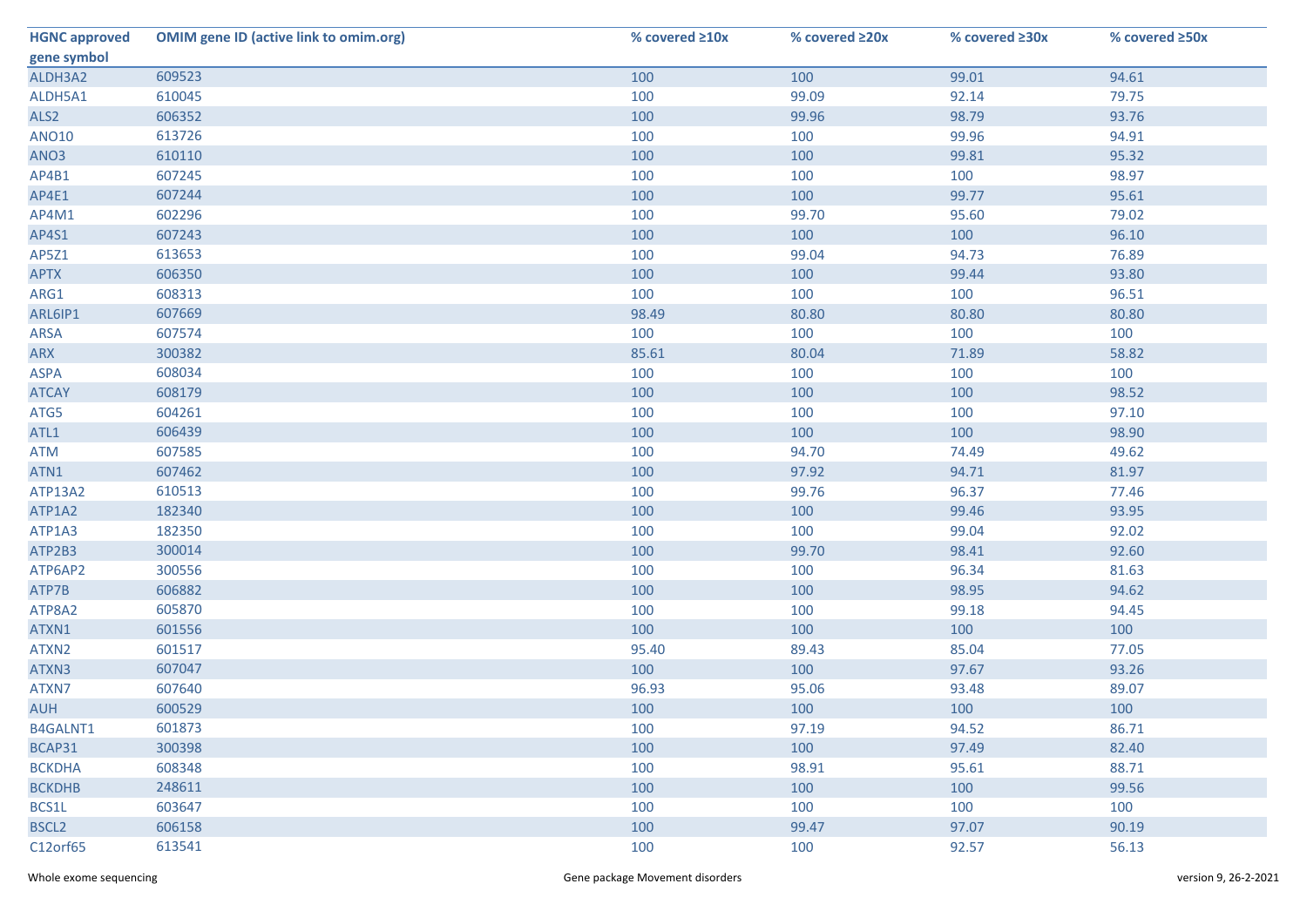| HGNC approved gene symbol | OMIM gene ID (active link to omim.org) | % covered ≥10x | % covered ≥20x | % covered ≥30x | % covered ≥50x |
|---|---|---|---|---|---|
| ALDH3A2 | 609523 | 100 | 100 | 99.01 | 94.61 |
| ALDH5A1 | 610045 | 100 | 99.09 | 92.14 | 79.75 |
| ALS2 | 606352 | 100 | 99.96 | 98.79 | 93.76 |
| ANO10 | 613726 | 100 | 100 | 99.96 | 94.91 |
| ANO3 | 610110 | 100 | 100 | 99.81 | 95.32 |
| AP4B1 | 607245 | 100 | 100 | 100 | 98.97 |
| AP4E1 | 607244 | 100 | 100 | 99.77 | 95.61 |
| AP4M1 | 602296 | 100 | 99.70 | 95.60 | 79.02 |
| AP4S1 | 607243 | 100 | 100 | 100 | 96.10 |
| AP5Z1 | 613653 | 100 | 99.04 | 94.73 | 76.89 |
| APTX | 606350 | 100 | 100 | 99.44 | 93.80 |
| ARG1 | 608313 | 100 | 100 | 100 | 96.51 |
| ARL6IP1 | 607669 | 98.49 | 80.80 | 80.80 | 80.80 |
| ARSA | 607574 | 100 | 100 | 100 | 100 |
| ARX | 300382 | 85.61 | 80.04 | 71.89 | 58.82 |
| ASPA | 608034 | 100 | 100 | 100 | 100 |
| ATCAY | 608179 | 100 | 100 | 100 | 98.52 |
| ATG5 | 604261 | 100 | 100 | 100 | 97.10 |
| ATL1 | 606439 | 100 | 100 | 100 | 98.90 |
| ATM | 607585 | 100 | 94.70 | 74.49 | 49.62 |
| ATN1 | 607462 | 100 | 97.92 | 94.71 | 81.97 |
| ATP13A2 | 610513 | 100 | 99.76 | 96.37 | 77.46 |
| ATP1A2 | 182340 | 100 | 100 | 99.46 | 93.95 |
| ATP1A3 | 182350 | 100 | 100 | 99.04 | 92.02 |
| ATP2B3 | 300014 | 100 | 99.70 | 98.41 | 92.60 |
| ATP6AP2 | 300556 | 100 | 100 | 96.34 | 81.63 |
| ATP7B | 606882 | 100 | 100 | 98.95 | 94.62 |
| ATP8A2 | 605870 | 100 | 100 | 99.18 | 94.45 |
| ATXN1 | 601556 | 100 | 100 | 100 | 100 |
| ATXN2 | 601517 | 95.40 | 89.43 | 85.04 | 77.05 |
| ATXN3 | 607047 | 100 | 100 | 97.67 | 93.26 |
| ATXN7 | 607640 | 96.93 | 95.06 | 93.48 | 89.07 |
| AUH | 600529 | 100 | 100 | 100 | 100 |
| B4GALNT1 | 601873 | 100 | 97.19 | 94.52 | 86.71 |
| BCAP31 | 300398 | 100 | 100 | 97.49 | 82.40 |
| BCKDHA | 608348 | 100 | 98.91 | 95.61 | 88.71 |
| BCKDHB | 248611 | 100 | 100 | 100 | 99.56 |
| BCS1L | 603647 | 100 | 100 | 100 | 100 |
| BSCL2 | 606158 | 100 | 99.47 | 97.07 | 90.19 |
| C12orf65 | 613541 | 100 | 100 | 92.57 | 56.13 |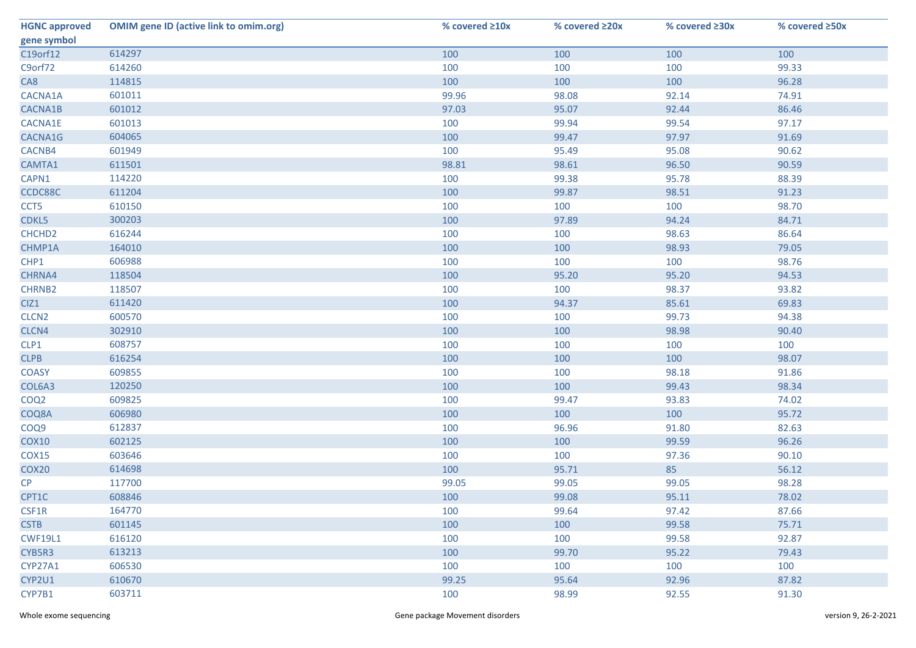| HGNC approved gene symbol | OMIM gene ID (active link to omim.org) | % covered ≥10x | % covered ≥20x | % covered ≥30x | % covered ≥50x |
|---|---|---|---|---|---|
| C19orf12 | 614297 | 100 | 100 | 100 | 100 |
| C9orf72 | 614260 | 100 | 100 | 100 | 99.33 |
| CA8 | 114815 | 100 | 100 | 100 | 96.28 |
| CACNA1A | 601011 | 99.96 | 98.08 | 92.14 | 74.91 |
| CACNA1B | 601012 | 97.03 | 95.07 | 92.44 | 86.46 |
| CACNA1E | 601013 | 100 | 99.94 | 99.54 | 97.17 |
| CACNA1G | 604065 | 100 | 99.47 | 97.97 | 91.69 |
| CACNB4 | 601949 | 100 | 95.49 | 95.08 | 90.62 |
| CAMTA1 | 611501 | 98.81 | 98.61 | 96.50 | 90.59 |
| CAPN1 | 114220 | 100 | 99.38 | 95.78 | 88.39 |
| CCDC88C | 611204 | 100 | 99.87 | 98.51 | 91.23 |
| CCT5 | 610150 | 100 | 100 | 100 | 98.70 |
| CDKL5 | 300203 | 100 | 97.89 | 94.24 | 84.71 |
| CHCHD2 | 616244 | 100 | 100 | 98.63 | 86.64 |
| CHMP1A | 164010 | 100 | 100 | 98.93 | 79.05 |
| CHP1 | 606988 | 100 | 100 | 100 | 98.76 |
| CHRNA4 | 118504 | 100 | 95.20 | 95.20 | 94.53 |
| CHRNB2 | 118507 | 100 | 100 | 98.37 | 93.82 |
| CIZ1 | 611420 | 100 | 94.37 | 85.61 | 69.83 |
| CLCN2 | 600570 | 100 | 100 | 99.73 | 94.38 |
| CLCN4 | 302910 | 100 | 100 | 98.98 | 90.40 |
| CLP1 | 608757 | 100 | 100 | 100 | 100 |
| CLPB | 616254 | 100 | 100 | 100 | 98.07 |
| COASY | 609855 | 100 | 100 | 98.18 | 91.86 |
| COL6A3 | 120250 | 100 | 100 | 99.43 | 98.34 |
| COQ2 | 609825 | 100 | 99.47 | 93.83 | 74.02 |
| COQ8A | 606980 | 100 | 100 | 100 | 95.72 |
| COQ9 | 612837 | 100 | 96.96 | 91.80 | 82.63 |
| COX10 | 602125 | 100 | 100 | 99.59 | 96.26 |
| COX15 | 603646 | 100 | 100 | 97.36 | 90.10 |
| COX20 | 614698 | 100 | 95.71 | 85 | 56.12 |
| CP | 117700 | 99.05 | 99.05 | 99.05 | 98.28 |
| CPT1C | 608846 | 100 | 99.08 | 95.11 | 78.02 |
| CSF1R | 164770 | 100 | 99.64 | 97.42 | 87.66 |
| CSTB | 601145 | 100 | 100 | 99.58 | 75.71 |
| CWF19L1 | 616120 | 100 | 100 | 99.58 | 92.87 |
| CYB5R3 | 613213 | 100 | 99.70 | 95.22 | 79.43 |
| CYP27A1 | 606530 | 100 | 100 | 100 | 100 |
| CYP2U1 | 610670 | 99.25 | 95.64 | 92.96 | 87.82 |
| CYP7B1 | 603711 | 100 | 98.99 | 92.55 | 91.30 |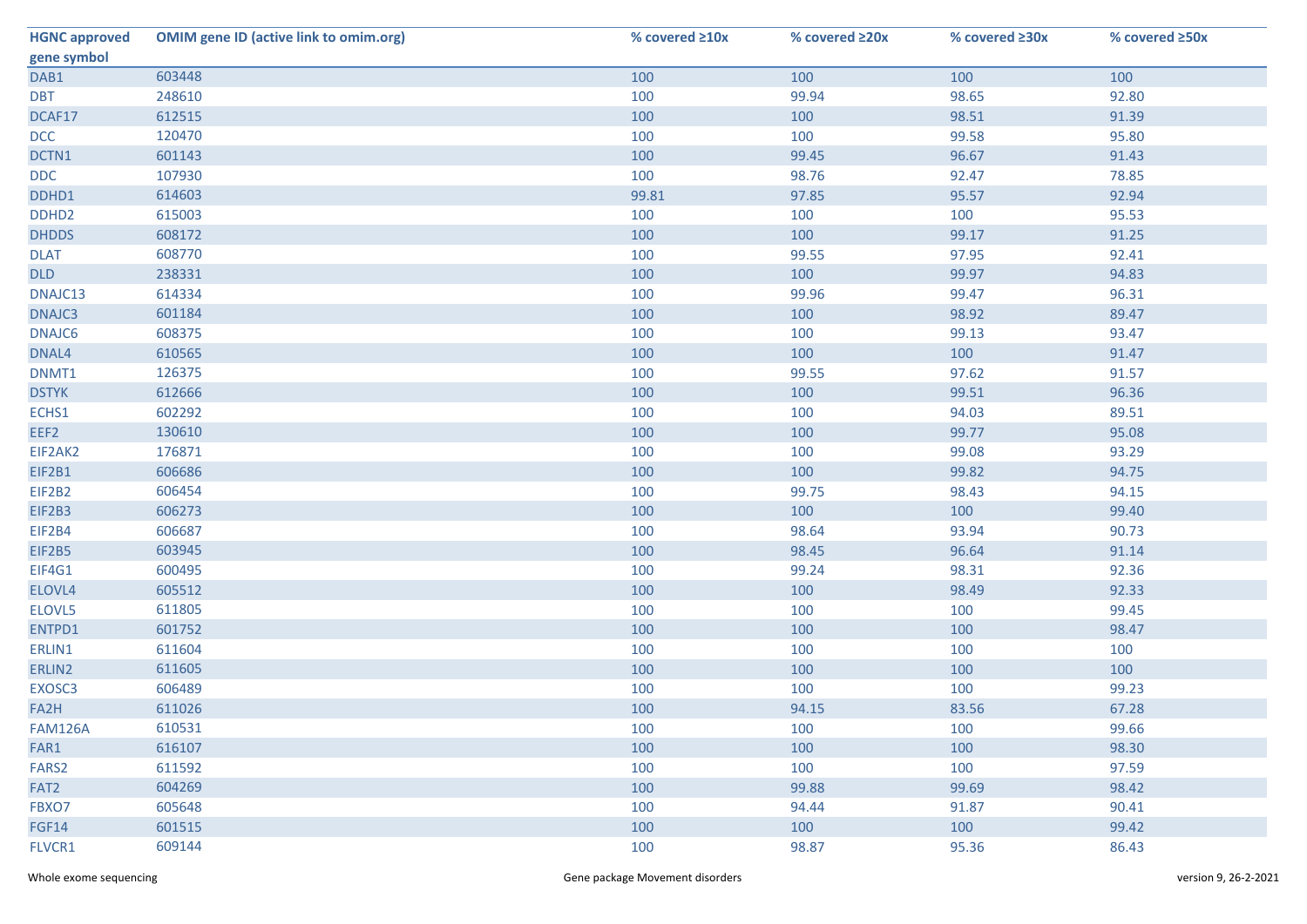| HGNC approved gene symbol | OMIM gene ID (active link to omim.org) | % covered ≥10x | % covered ≥20x | % covered ≥30x | % covered ≥50x |
|---|---|---|---|---|---|
| DAB1 | 603448 | 100 | 100 | 100 | 100 |
| DBT | 248610 | 100 | 99.94 | 98.65 | 92.80 |
| DCAF17 | 612515 | 100 | 100 | 98.51 | 91.39 |
| DCC | 120470 | 100 | 100 | 99.58 | 95.80 |
| DCTN1 | 601143 | 100 | 99.45 | 96.67 | 91.43 |
| DDC | 107930 | 100 | 98.76 | 92.47 | 78.85 |
| DDHD1 | 614603 | 99.81 | 97.85 | 95.57 | 92.94 |
| DDHD2 | 615003 | 100 | 100 | 100 | 95.53 |
| DHDDS | 608172 | 100 | 100 | 99.17 | 91.25 |
| DLAT | 608770 | 100 | 99.55 | 97.95 | 92.41 |
| DLD | 238331 | 100 | 100 | 99.97 | 94.83 |
| DNAJC13 | 614334 | 100 | 99.96 | 99.47 | 96.31 |
| DNAJC3 | 601184 | 100 | 100 | 98.92 | 89.47 |
| DNAJC6 | 608375 | 100 | 100 | 99.13 | 93.47 |
| DNAL4 | 610565 | 100 | 100 | 100 | 91.47 |
| DNMT1 | 126375 | 100 | 99.55 | 97.62 | 91.57 |
| DSTYK | 612666 | 100 | 100 | 99.51 | 96.36 |
| ECHS1 | 602292 | 100 | 100 | 94.03 | 89.51 |
| EEF2 | 130610 | 100 | 100 | 99.77 | 95.08 |
| EIF2AK2 | 176871 | 100 | 100 | 99.08 | 93.29 |
| EIF2B1 | 606686 | 100 | 100 | 99.82 | 94.75 |
| EIF2B2 | 606454 | 100 | 99.75 | 98.43 | 94.15 |
| EIF2B3 | 606273 | 100 | 100 | 100 | 99.40 |
| EIF2B4 | 606687 | 100 | 98.64 | 93.94 | 90.73 |
| EIF2B5 | 603945 | 100 | 98.45 | 96.64 | 91.14 |
| EIF4G1 | 600495 | 100 | 99.24 | 98.31 | 92.36 |
| ELOVL4 | 605512 | 100 | 100 | 98.49 | 92.33 |
| ELOVL5 | 611805 | 100 | 100 | 100 | 99.45 |
| ENTPD1 | 601752 | 100 | 100 | 100 | 98.47 |
| ERLIN1 | 611604 | 100 | 100 | 100 | 100 |
| ERLIN2 | 611605 | 100 | 100 | 100 | 100 |
| EXOSC3 | 606489 | 100 | 100 | 100 | 99.23 |
| FA2H | 611026 | 100 | 94.15 | 83.56 | 67.28 |
| FAM126A | 610531 | 100 | 100 | 100 | 99.66 |
| FAR1 | 616107 | 100 | 100 | 100 | 98.30 |
| FARS2 | 611592 | 100 | 100 | 100 | 97.59 |
| FAT2 | 604269 | 100 | 99.88 | 99.69 | 98.42 |
| FBXO7 | 605648 | 100 | 94.44 | 91.87 | 90.41 |
| FGF14 | 601515 | 100 | 100 | 100 | 99.42 |
| FLVCR1 | 609144 | 100 | 98.87 | 95.36 | 86.43 |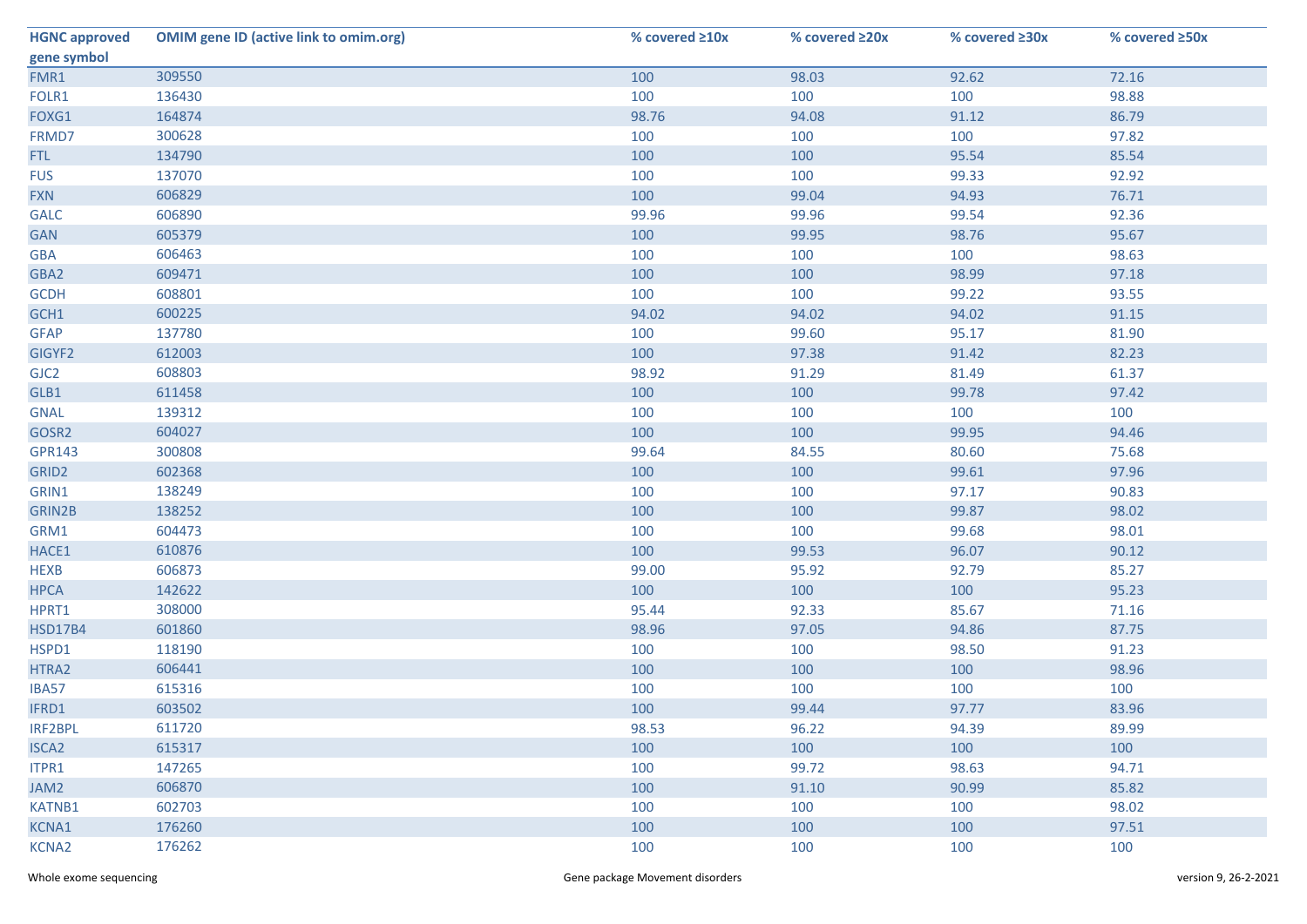| HGNC approved gene symbol | OMIM gene ID (active link to omim.org) | % covered ≥10x | % covered ≥20x | % covered ≥30x | % covered ≥50x |
|---|---|---|---|---|---|
| FMR1 | 309550 | 100 | 98.03 | 92.62 | 72.16 |
| FOLR1 | 136430 | 100 | 100 | 100 | 98.88 |
| FOXG1 | 164874 | 98.76 | 94.08 | 91.12 | 86.79 |
| FRMD7 | 300628 | 100 | 100 | 100 | 97.82 |
| FTL | 134790 | 100 | 100 | 95.54 | 85.54 |
| FUS | 137070 | 100 | 100 | 99.33 | 92.92 |
| FXN | 606829 | 100 | 99.04 | 94.93 | 76.71 |
| GALC | 606890 | 99.96 | 99.96 | 99.54 | 92.36 |
| GAN | 605379 | 100 | 99.95 | 98.76 | 95.67 |
| GBA | 606463 | 100 | 100 | 100 | 98.63 |
| GBA2 | 609471 | 100 | 100 | 98.99 | 97.18 |
| GCDH | 608801 | 100 | 100 | 99.22 | 93.55 |
| GCH1 | 600225 | 94.02 | 94.02 | 94.02 | 91.15 |
| GFAP | 137780 | 100 | 99.60 | 95.17 | 81.90 |
| GIGYF2 | 612003 | 100 | 97.38 | 91.42 | 82.23 |
| GJC2 | 608803 | 98.92 | 91.29 | 81.49 | 61.37 |
| GLB1 | 611458 | 100 | 100 | 99.78 | 97.42 |
| GNAL | 139312 | 100 | 100 | 100 | 100 |
| GOSR2 | 604027 | 100 | 100 | 99.95 | 94.46 |
| GPR143 | 300808 | 99.64 | 84.55 | 80.60 | 75.68 |
| GRID2 | 602368 | 100 | 100 | 99.61 | 97.96 |
| GRIN1 | 138249 | 100 | 100 | 97.17 | 90.83 |
| GRIN2B | 138252 | 100 | 100 | 99.87 | 98.02 |
| GRM1 | 604473 | 100 | 100 | 99.68 | 98.01 |
| HACE1 | 610876 | 100 | 99.53 | 96.07 | 90.12 |
| HEXB | 606873 | 99.00 | 95.92 | 92.79 | 85.27 |
| HPCA | 142622 | 100 | 100 | 100 | 95.23 |
| HPRT1 | 308000 | 95.44 | 92.33 | 85.67 | 71.16 |
| HSD17B4 | 601860 | 98.96 | 97.05 | 94.86 | 87.75 |
| HSPD1 | 118190 | 100 | 100 | 98.50 | 91.23 |
| HTRA2 | 606441 | 100 | 100 | 100 | 98.96 |
| IBA57 | 615316 | 100 | 100 | 100 | 100 |
| IFRD1 | 603502 | 100 | 99.44 | 97.77 | 83.96 |
| IRF2BPL | 611720 | 98.53 | 96.22 | 94.39 | 89.99 |
| ISCA2 | 615317 | 100 | 100 | 100 | 100 |
| ITPR1 | 147265 | 100 | 99.72 | 98.63 | 94.71 |
| JAM2 | 606870 | 100 | 91.10 | 90.99 | 85.82 |
| KATNB1 | 602703 | 100 | 100 | 100 | 98.02 |
| KCNA1 | 176260 | 100 | 100 | 100 | 97.51 |
| KCNA2 | 176262 | 100 | 100 | 100 | 100 |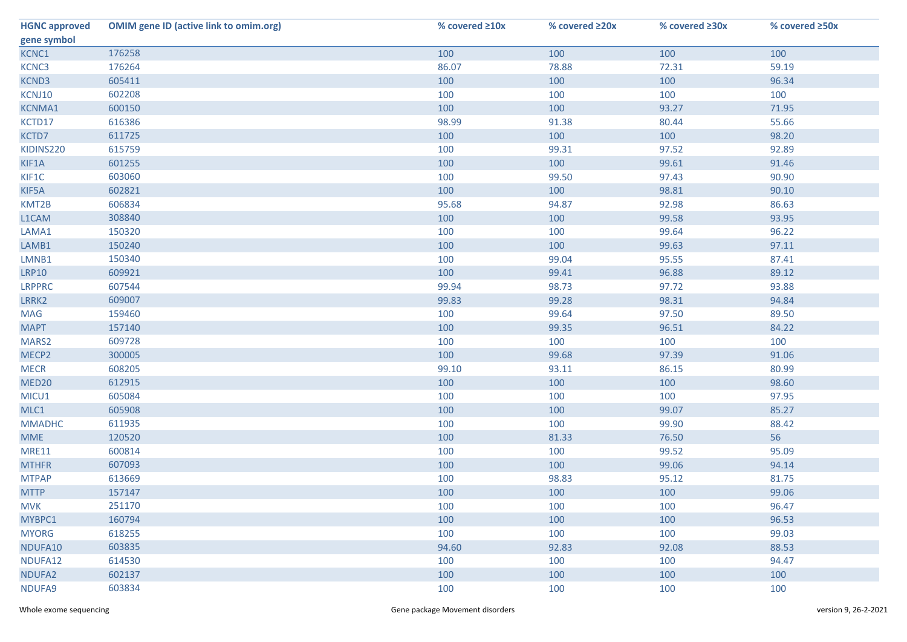| HGNC approved gene symbol | OMIM gene ID (active link to omim.org) | % covered ≥10x | % covered ≥20x | % covered ≥30x | % covered ≥50x |
|---|---|---|---|---|---|
| KCNC1 | 176258 | 100 | 100 | 100 | 100 |
| KCNC3 | 176264 | 86.07 | 78.88 | 72.31 | 59.19 |
| KCND3 | 605411 | 100 | 100 | 100 | 96.34 |
| KCNJ10 | 602208 | 100 | 100 | 100 | 100 |
| KCNMA1 | 600150 | 100 | 100 | 93.27 | 71.95 |
| KCTD17 | 616386 | 98.99 | 91.38 | 80.44 | 55.66 |
| KCTD7 | 611725 | 100 | 100 | 100 | 98.20 |
| KIDINS220 | 615759 | 100 | 99.31 | 97.52 | 92.89 |
| KIF1A | 601255 | 100 | 100 | 99.61 | 91.46 |
| KIF1C | 603060 | 100 | 99.50 | 97.43 | 90.90 |
| KIF5A | 602821 | 100 | 100 | 98.81 | 90.10 |
| KMT2B | 606834 | 95.68 | 94.87 | 92.98 | 86.63 |
| L1CAM | 308840 | 100 | 100 | 99.58 | 93.95 |
| LAMA1 | 150320 | 100 | 100 | 99.64 | 96.22 |
| LAMB1 | 150240 | 100 | 100 | 99.63 | 97.11 |
| LMNB1 | 150340 | 100 | 99.04 | 95.55 | 87.41 |
| LRP10 | 609921 | 100 | 99.41 | 96.88 | 89.12 |
| LRPPRC | 607544 | 99.94 | 98.73 | 97.72 | 93.88 |
| LRRK2 | 609007 | 99.83 | 99.28 | 98.31 | 94.84 |
| MAG | 159460 | 100 | 99.64 | 97.50 | 89.50 |
| MAPT | 157140 | 100 | 99.35 | 96.51 | 84.22 |
| MARS2 | 609728 | 100 | 100 | 100 | 100 |
| MECP2 | 300005 | 100 | 99.68 | 97.39 | 91.06 |
| MECR | 608205 | 99.10 | 93.11 | 86.15 | 80.99 |
| MED20 | 612915 | 100 | 100 | 100 | 98.60 |
| MICU1 | 605084 | 100 | 100 | 100 | 97.95 |
| MLC1 | 605908 | 100 | 100 | 99.07 | 85.27 |
| MMADHC | 611935 | 100 | 100 | 99.90 | 88.42 |
| MME | 120520 | 100 | 81.33 | 76.50 | 56 |
| MRE11 | 600814 | 100 | 100 | 99.52 | 95.09 |
| MTHFR | 607093 | 100 | 100 | 99.06 | 94.14 |
| MTPAP | 613669 | 100 | 98.83 | 95.12 | 81.75 |
| MTTP | 157147 | 100 | 100 | 100 | 99.06 |
| MVK | 251170 | 100 | 100 | 100 | 96.47 |
| MYBPC1 | 160794 | 100 | 100 | 100 | 96.53 |
| MYORG | 618255 | 100 | 100 | 100 | 99.03 |
| NDUFA10 | 603835 | 94.60 | 92.83 | 92.08 | 88.53 |
| NDUFA12 | 614530 | 100 | 100 | 100 | 94.47 |
| NDUFA2 | 602137 | 100 | 100 | 100 | 100 |
| NDUFA9 | 603834 | 100 | 100 | 100 | 100 |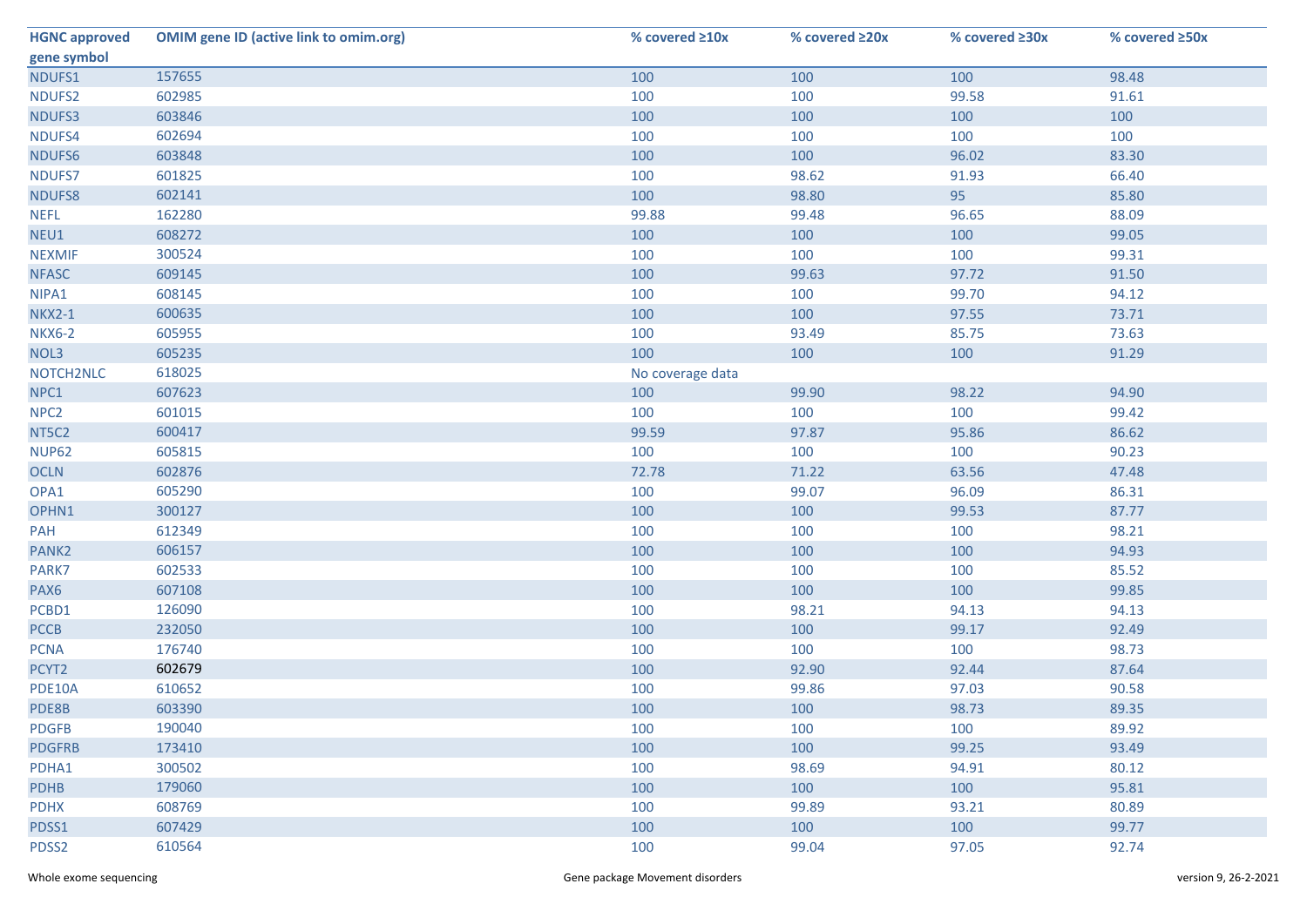| HGNC approved gene symbol | OMIM gene ID (active link to omim.org) | % covered ≥10x | % covered ≥20x | % covered ≥30x | % covered ≥50x |
|---|---|---|---|---|---|
| NDUFS1 | 157655 | 100 | 100 | 100 | 98.48 |
| NDUFS2 | 602985 | 100 | 100 | 99.58 | 91.61 |
| NDUFS3 | 603846 | 100 | 100 | 100 | 100 |
| NDUFS4 | 602694 | 100 | 100 | 100 | 100 |
| NDUFS6 | 603848 | 100 | 100 | 96.02 | 83.30 |
| NDUFS7 | 601825 | 100 | 98.62 | 91.93 | 66.40 |
| NDUFS8 | 602141 | 100 | 98.80 | 95 | 85.80 |
| NEFL | 162280 | 99.88 | 99.48 | 96.65 | 88.09 |
| NEU1 | 608272 | 100 | 100 | 100 | 99.05 |
| NEXMIF | 300524 | 100 | 100 | 100 | 99.31 |
| NFASC | 609145 | 100 | 99.63 | 97.72 | 91.50 |
| NIPA1 | 608145 | 100 | 100 | 99.70 | 94.12 |
| NKX2-1 | 600635 | 100 | 100 | 97.55 | 73.71 |
| NKX6-2 | 605955 | 100 | 93.49 | 85.75 | 73.63 |
| NOL3 | 605235 | 100 | 100 | 100 | 91.29 |
| NOTCH2NLC | 618025 | No coverage data | | | |
| NPC1 | 607623 | 100 | 99.90 | 98.22 | 94.90 |
| NPC2 | 601015 | 100 | 100 | 100 | 99.42 |
| NT5C2 | 600417 | 99.59 | 97.87 | 95.86 | 86.62 |
| NUP62 | 605815 | 100 | 100 | 100 | 90.23 |
| OCLN | 602876 | 72.78 | 71.22 | 63.56 | 47.48 |
| OPA1 | 605290 | 100 | 99.07 | 96.09 | 86.31 |
| OPHN1 | 300127 | 100 | 100 | 99.53 | 87.77 |
| PAH | 612349 | 100 | 100 | 100 | 98.21 |
| PANK2 | 606157 | 100 | 100 | 100 | 94.93 |
| PARK7 | 602533 | 100 | 100 | 100 | 85.52 |
| PAX6 | 607108 | 100 | 100 | 100 | 99.85 |
| PCBD1 | 126090 | 100 | 98.21 | 94.13 | 94.13 |
| PCCB | 232050 | 100 | 100 | 99.17 | 92.49 |
| PCNA | 176740 | 100 | 100 | 100 | 98.73 |
| PCYT2 | 602679 | 100 | 92.90 | 92.44 | 87.64 |
| PDE10A | 610652 | 100 | 99.86 | 97.03 | 90.58 |
| PDE8B | 603390 | 100 | 100 | 98.73 | 89.35 |
| PDGFB | 190040 | 100 | 100 | 100 | 89.92 |
| PDGFRB | 173410 | 100 | 100 | 99.25 | 93.49 |
| PDHA1 | 300502 | 100 | 98.69 | 94.91 | 80.12 |
| PDHB | 179060 | 100 | 100 | 100 | 95.81 |
| PDHX | 608769 | 100 | 99.89 | 93.21 | 80.89 |
| PDSS1 | 607429 | 100 | 100 | 100 | 99.77 |
| PDSS2 | 610564 | 100 | 99.04 | 97.05 | 92.74 |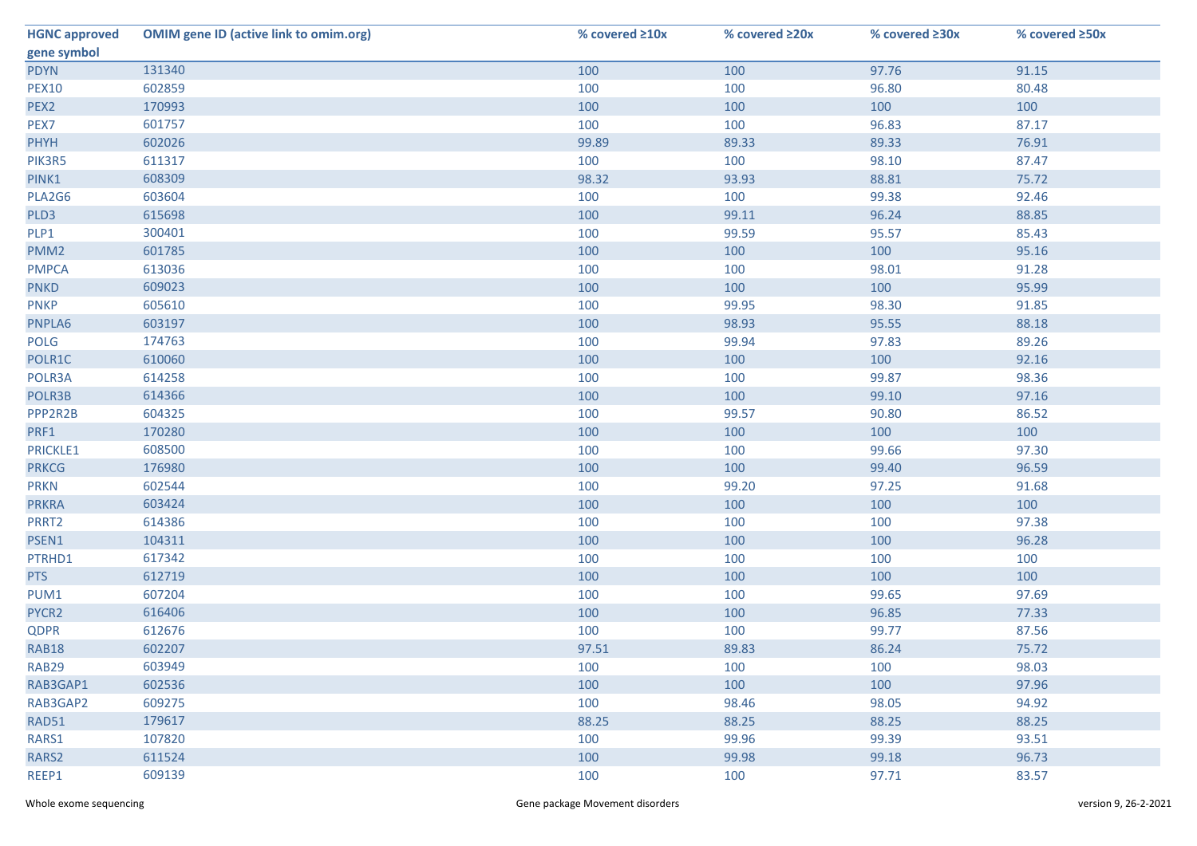| HGNC approved gene symbol | OMIM gene ID (active link to omim.org) | % covered ≥10x | % covered ≥20x | % covered ≥30x | % covered ≥50x |
|---|---|---|---|---|---|
| PDYN | 131340 | 100 | 100 | 97.76 | 91.15 |
| PEX10 | 602859 | 100 | 100 | 96.80 | 80.48 |
| PEX2 | 170993 | 100 | 100 | 100 | 100 |
| PEX7 | 601757 | 100 | 100 | 96.83 | 87.17 |
| PHYH | 602026 | 99.89 | 89.33 | 89.33 | 76.91 |
| PIK3R5 | 611317 | 100 | 100 | 98.10 | 87.47 |
| PINK1 | 608309 | 98.32 | 93.93 | 88.81 | 75.72 |
| PLA2G6 | 603604 | 100 | 100 | 99.38 | 92.46 |
| PLD3 | 615698 | 100 | 99.11 | 96.24 | 88.85 |
| PLP1 | 300401 | 100 | 99.59 | 95.57 | 85.43 |
| PMM2 | 601785 | 100 | 100 | 100 | 95.16 |
| PMPCA | 613036 | 100 | 100 | 98.01 | 91.28 |
| PNKD | 609023 | 100 | 100 | 100 | 95.99 |
| PNKP | 605610 | 100 | 99.95 | 98.30 | 91.85 |
| PNPLA6 | 603197 | 100 | 98.93 | 95.55 | 88.18 |
| POLG | 174763 | 100 | 99.94 | 97.83 | 89.26 |
| POLR1C | 610060 | 100 | 100 | 100 | 92.16 |
| POLR3A | 614258 | 100 | 100 | 99.87 | 98.36 |
| POLR3B | 614366 | 100 | 100 | 99.10 | 97.16 |
| PPP2R2B | 604325 | 100 | 99.57 | 90.80 | 86.52 |
| PRF1 | 170280 | 100 | 100 | 100 | 100 |
| PRICKLE1 | 608500 | 100 | 100 | 99.66 | 97.30 |
| PRKCG | 176980 | 100 | 100 | 99.40 | 96.59 |
| PRKN | 602544 | 100 | 99.20 | 97.25 | 91.68 |
| PRKRA | 603424 | 100 | 100 | 100 | 100 |
| PRRT2 | 614386 | 100 | 100 | 100 | 97.38 |
| PSEN1 | 104311 | 100 | 100 | 100 | 96.28 |
| PTRHD1 | 617342 | 100 | 100 | 100 | 100 |
| PTS | 612719 | 100 | 100 | 100 | 100 |
| PUM1 | 607204 | 100 | 100 | 99.65 | 97.69 |
| PYCR2 | 616406 | 100 | 100 | 96.85 | 77.33 |
| QDPR | 612676 | 100 | 100 | 99.77 | 87.56 |
| RAB18 | 602207 | 97.51 | 89.83 | 86.24 | 75.72 |
| RAB29 | 603949 | 100 | 100 | 100 | 98.03 |
| RAB3GAP1 | 602536 | 100 | 100 | 100 | 97.96 |
| RAB3GAP2 | 609275 | 100 | 98.46 | 98.05 | 94.92 |
| RAD51 | 179617 | 88.25 | 88.25 | 88.25 | 88.25 |
| RARS1 | 107820 | 100 | 99.96 | 99.39 | 93.51 |
| RARS2 | 611524 | 100 | 99.98 | 99.18 | 96.73 |
| REEP1 | 609139 | 100 | 100 | 97.71 | 83.57 |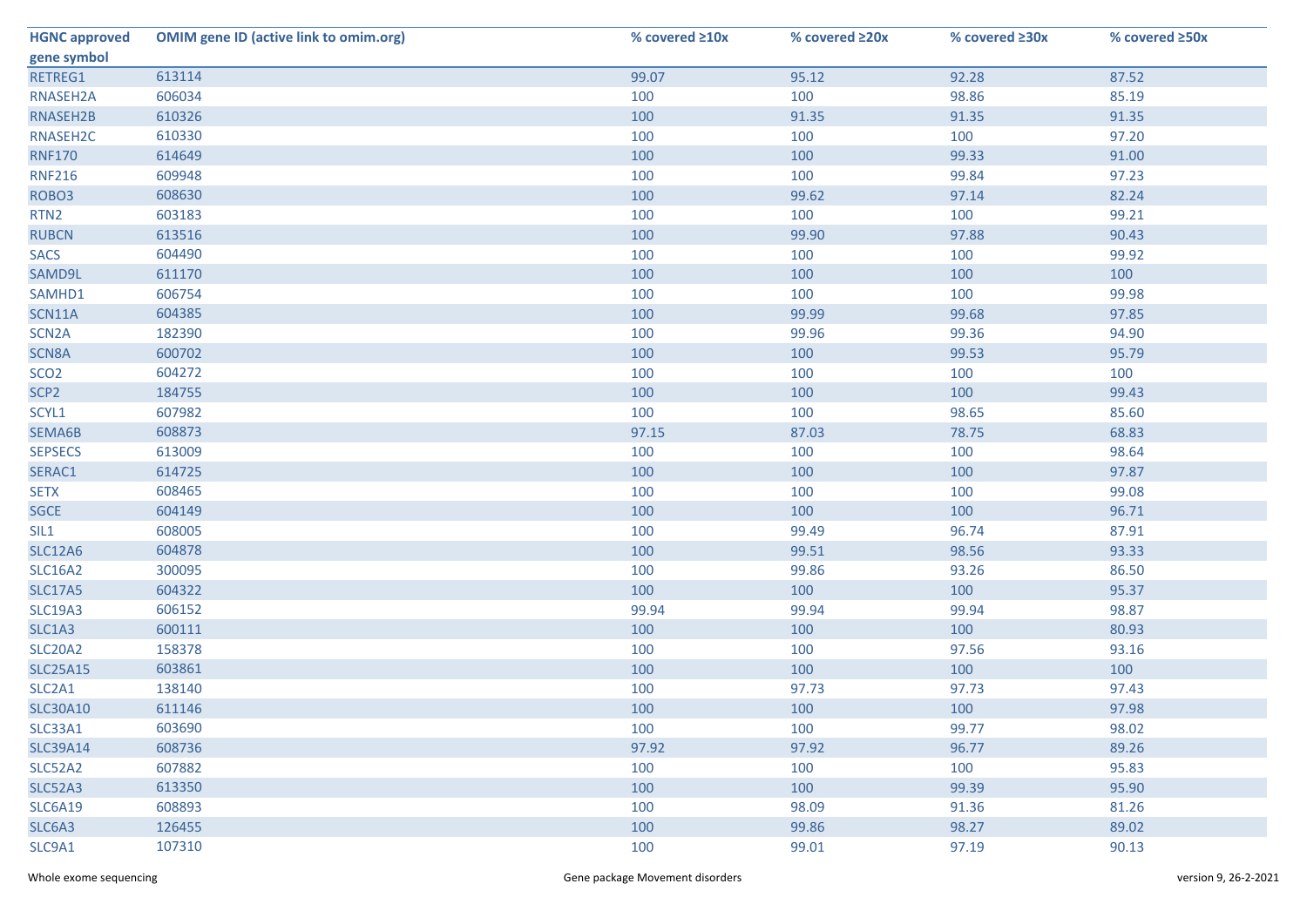| HGNC approved gene symbol | OMIM gene ID (active link to omim.org) | % covered ≥10x | % covered ≥20x | % covered ≥30x | % covered ≥50x |
|---|---|---|---|---|---|
| RETREG1 | 613114 | 99.07 | 95.12 | 92.28 | 87.52 |
| RNASEH2A | 606034 | 100 | 100 | 98.86 | 85.19 |
| RNASEH2B | 610326 | 100 | 91.35 | 91.35 | 91.35 |
| RNASEH2C | 610330 | 100 | 100 | 100 | 97.20 |
| RNF170 | 614649 | 100 | 100 | 99.33 | 91.00 |
| RNF216 | 609948 | 100 | 100 | 99.84 | 97.23 |
| ROBO3 | 608630 | 100 | 99.62 | 97.14 | 82.24 |
| RTN2 | 603183 | 100 | 100 | 100 | 99.21 |
| RUBCN | 613516 | 100 | 99.90 | 97.88 | 90.43 |
| SACS | 604490 | 100 | 100 | 100 | 99.92 |
| SAMD9L | 611170 | 100 | 100 | 100 | 100 |
| SAMHD1 | 606754 | 100 | 100 | 100 | 99.98 |
| SCN11A | 604385 | 100 | 99.99 | 99.68 | 97.85 |
| SCN2A | 182390 | 100 | 99.96 | 99.36 | 94.90 |
| SCN8A | 600702 | 100 | 100 | 99.53 | 95.79 |
| SCO2 | 604272 | 100 | 100 | 100 | 100 |
| SCP2 | 184755 | 100 | 100 | 100 | 99.43 |
| SCYL1 | 607982 | 100 | 100 | 98.65 | 85.60 |
| SEMA6B | 608873 | 97.15 | 87.03 | 78.75 | 68.83 |
| SEPSECS | 613009 | 100 | 100 | 100 | 98.64 |
| SERAC1 | 614725 | 100 | 100 | 100 | 97.87 |
| SETX | 608465 | 100 | 100 | 100 | 99.08 |
| SGCE | 604149 | 100 | 100 | 100 | 96.71 |
| SIL1 | 608005 | 100 | 99.49 | 96.74 | 87.91 |
| SLC12A6 | 604878 | 100 | 99.51 | 98.56 | 93.33 |
| SLC16A2 | 300095 | 100 | 99.86 | 93.26 | 86.50 |
| SLC17A5 | 604322 | 100 | 100 | 100 | 95.37 |
| SLC19A3 | 606152 | 99.94 | 99.94 | 99.94 | 98.87 |
| SLC1A3 | 600111 | 100 | 100 | 100 | 80.93 |
| SLC20A2 | 158378 | 100 | 100 | 97.56 | 93.16 |
| SLC25A15 | 603861 | 100 | 100 | 100 | 100 |
| SLC2A1 | 138140 | 100 | 97.73 | 97.73 | 97.43 |
| SLC30A10 | 611146 | 100 | 100 | 100 | 97.98 |
| SLC33A1 | 603690 | 100 | 100 | 99.77 | 98.02 |
| SLC39A14 | 608736 | 97.92 | 97.92 | 96.77 | 89.26 |
| SLC52A2 | 607882 | 100 | 100 | 100 | 95.83 |
| SLC52A3 | 613350 | 100 | 100 | 99.39 | 95.90 |
| SLC6A19 | 608893 | 100 | 98.09 | 91.36 | 81.26 |
| SLC6A3 | 126455 | 100 | 99.86 | 98.27 | 89.02 |
| SLC9A1 | 107310 | 100 | 99.01 | 97.19 | 90.13 |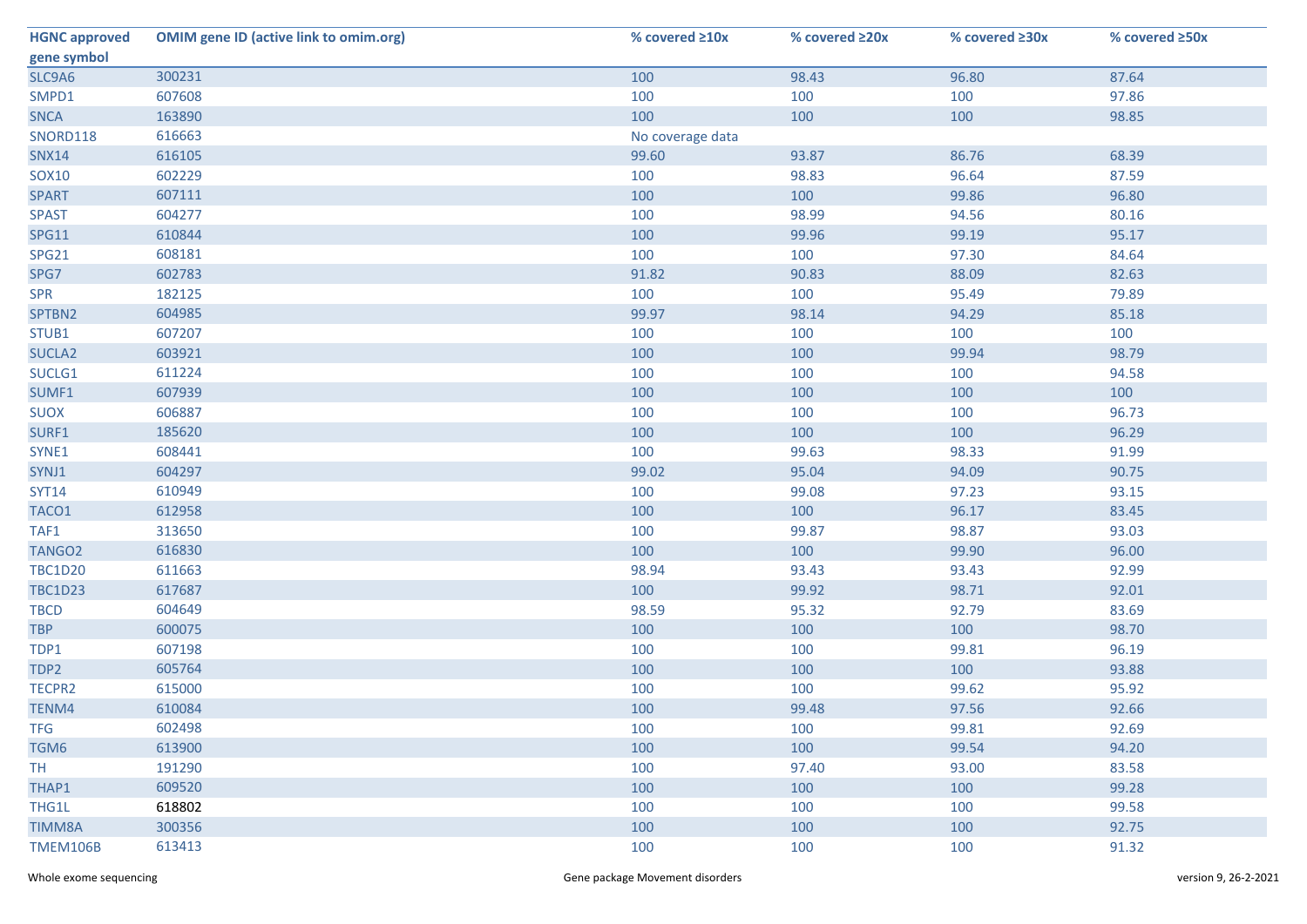| HGNC approved gene symbol | OMIM gene ID (active link to omim.org) | % covered ≥10x | % covered ≥20x | % covered ≥30x | % covered ≥50x |
|---|---|---|---|---|---|
| SLC9A6 | 300231 | 100 | 98.43 | 96.80 | 87.64 |
| SMPD1 | 607608 | 100 | 100 | 100 | 97.86 |
| SNCA | 163890 | 100 | 100 | 100 | 98.85 |
| SNORD118 | 616663 | No coverage data | | | |
| SNX14 | 616105 | 99.60 | 93.87 | 86.76 | 68.39 |
| SOX10 | 602229 | 100 | 98.83 | 96.64 | 87.59 |
| SPART | 607111 | 100 | 100 | 99.86 | 96.80 |
| SPAST | 604277 | 100 | 98.99 | 94.56 | 80.16 |
| SPG11 | 610844 | 100 | 99.96 | 99.19 | 95.17 |
| SPG21 | 608181 | 100 | 100 | 97.30 | 84.64 |
| SPG7 | 602783 | 91.82 | 90.83 | 88.09 | 82.63 |
| SPR | 182125 | 100 | 100 | 95.49 | 79.89 |
| SPTBN2 | 604985 | 99.97 | 98.14 | 94.29 | 85.18 |
| STUB1 | 607207 | 100 | 100 | 100 | 100 |
| SUCLA2 | 603921 | 100 | 100 | 99.94 | 98.79 |
| SUCLG1 | 611224 | 100 | 100 | 100 | 94.58 |
| SUMF1 | 607939 | 100 | 100 | 100 | 100 |
| SUOX | 606887 | 100 | 100 | 100 | 96.73 |
| SURF1 | 185620 | 100 | 100 | 100 | 96.29 |
| SYNE1 | 608441 | 100 | 99.63 | 98.33 | 91.99 |
| SYNJ1 | 604297 | 99.02 | 95.04 | 94.09 | 90.75 |
| SYT14 | 610949 | 100 | 99.08 | 97.23 | 93.15 |
| TACO1 | 612958 | 100 | 100 | 96.17 | 83.45 |
| TAF1 | 313650 | 100 | 99.87 | 98.87 | 93.03 |
| TANGO2 | 616830 | 100 | 100 | 99.90 | 96.00 |
| TBC1D20 | 611663 | 98.94 | 93.43 | 93.43 | 92.99 |
| TBC1D23 | 617687 | 100 | 99.92 | 98.71 | 92.01 |
| TBCD | 604649 | 98.59 | 95.32 | 92.79 | 83.69 |
| TBP | 600075 | 100 | 100 | 100 | 98.70 |
| TDP1 | 607198 | 100 | 100 | 99.81 | 96.19 |
| TDP2 | 605764 | 100 | 100 | 100 | 93.88 |
| TECPR2 | 615000 | 100 | 100 | 99.62 | 95.92 |
| TENM4 | 610084 | 100 | 99.48 | 97.56 | 92.66 |
| TFG | 602498 | 100 | 100 | 99.81 | 92.69 |
| TGM6 | 613900 | 100 | 100 | 99.54 | 94.20 |
| TH | 191290 | 100 | 97.40 | 93.00 | 83.58 |
| THAP1 | 609520 | 100 | 100 | 100 | 99.28 |
| THG1L | 618802 | 100 | 100 | 100 | 99.58 |
| TIMM8A | 300356 | 100 | 100 | 100 | 92.75 |
| TMEM106B | 613413 | 100 | 100 | 100 | 91.32 |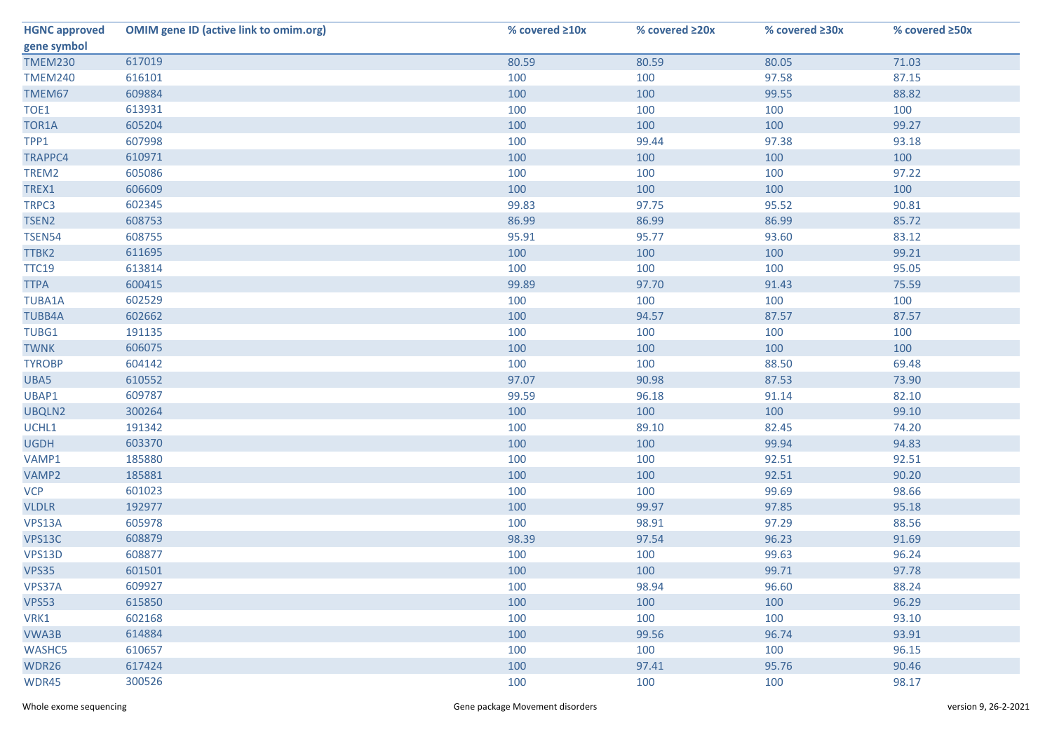| HGNC approved gene symbol | OMIM gene ID (active link to omim.org) | % covered ≥10x | % covered ≥20x | % covered ≥30x | % covered ≥50x |
|---|---|---|---|---|---|
| TMEM230 | 617019 | 80.59 | 80.59 | 80.05 | 71.03 |
| TMEM240 | 616101 | 100 | 100 | 97.58 | 87.15 |
| TMEM67 | 609884 | 100 | 100 | 99.55 | 88.82 |
| TOE1 | 613931 | 100 | 100 | 100 | 100 |
| TOR1A | 605204 | 100 | 100 | 100 | 99.27 |
| TPP1 | 607998 | 100 | 99.44 | 97.38 | 93.18 |
| TRAPPC4 | 610971 | 100 | 100 | 100 | 100 |
| TREM2 | 605086 | 100 | 100 | 100 | 97.22 |
| TREX1 | 606609 | 100 | 100 | 100 | 100 |
| TRPC3 | 602345 | 99.83 | 97.75 | 95.52 | 90.81 |
| TSEN2 | 608753 | 86.99 | 86.99 | 86.99 | 85.72 |
| TSEN54 | 608755 | 95.91 | 95.77 | 93.60 | 83.12 |
| TTBK2 | 611695 | 100 | 100 | 100 | 99.21 |
| TTC19 | 613814 | 100 | 100 | 100 | 95.05 |
| TTPA | 600415 | 99.89 | 97.70 | 91.43 | 75.59 |
| TUBA1A | 602529 | 100 | 100 | 100 | 100 |
| TUBB4A | 602662 | 100 | 94.57 | 87.57 | 87.57 |
| TUBG1 | 191135 | 100 | 100 | 100 | 100 |
| TWNK | 606075 | 100 | 100 | 100 | 100 |
| TYROBP | 604142 | 100 | 100 | 88.50 | 69.48 |
| UBA5 | 610552 | 97.07 | 90.98 | 87.53 | 73.90 |
| UBAP1 | 609787 | 99.59 | 96.18 | 91.14 | 82.10 |
| UBQLN2 | 300264 | 100 | 100 | 100 | 99.10 |
| UCHL1 | 191342 | 100 | 89.10 | 82.45 | 74.20 |
| UGDH | 603370 | 100 | 100 | 99.94 | 94.83 |
| VAMP1 | 185880 | 100 | 100 | 92.51 | 92.51 |
| VAMP2 | 185881 | 100 | 100 | 92.51 | 90.20 |
| VCP | 601023 | 100 | 100 | 99.69 | 98.66 |
| VLDLR | 192977 | 100 | 99.97 | 97.85 | 95.18 |
| VPS13A | 605978 | 100 | 98.91 | 97.29 | 88.56 |
| VPS13C | 608879 | 98.39 | 97.54 | 96.23 | 91.69 |
| VPS13D | 608877 | 100 | 100 | 99.63 | 96.24 |
| VPS35 | 601501 | 100 | 100 | 99.71 | 97.78 |
| VPS37A | 609927 | 100 | 98.94 | 96.60 | 88.24 |
| VPS53 | 615850 | 100 | 100 | 100 | 96.29 |
| VRK1 | 602168 | 100 | 100 | 100 | 93.10 |
| VWA3B | 614884 | 100 | 99.56 | 96.74 | 93.91 |
| WASHC5 | 610657 | 100 | 100 | 100 | 96.15 |
| WDR26 | 617424 | 100 | 97.41 | 95.76 | 90.46 |
| WDR45 | 300526 | 100 | 100 | 100 | 98.17 |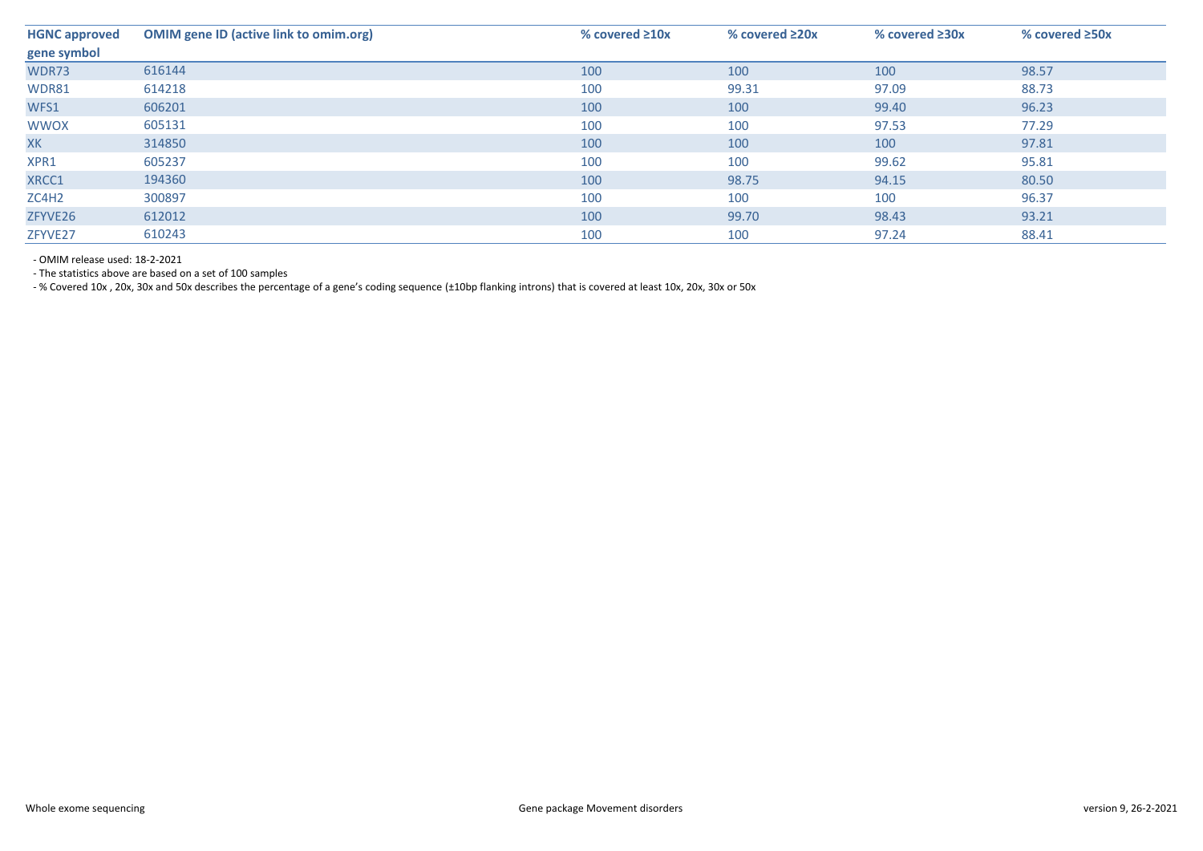| HGNC approved gene symbol | OMIM gene ID (active link to omim.org) | % covered ≥10x | % covered ≥20x | % covered ≥30x | % covered ≥50x |
|---|---|---|---|---|---|
| WDR73 | 616144 | 100 | 100 | 100 | 98.57 |
| WDR81 | 614218 | 100 | 99.31 | 97.09 | 88.73 |
| WFS1 | 606201 | 100 | 100 | 99.40 | 96.23 |
| WWOX | 605131 | 100 | 100 | 97.53 | 77.29 |
| XK | 314850 | 100 | 100 | 100 | 97.81 |
| XPR1 | 605237 | 100 | 100 | 99.62 | 95.81 |
| XRCC1 | 194360 | 100 | 98.75 | 94.15 | 80.50 |
| ZC4H2 | 300897 | 100 | 100 | 100 | 96.37 |
| ZFYVE26 | 612012 | 100 | 99.70 | 98.43 | 93.21 |
| ZFYVE27 | 610243 | 100 | 100 | 97.24 | 88.41 |

- OMIM release used: 18-2-2021
- The statistics above are based on a set of 100 samples
- % Covered 10x , 20x, 30x and 50x describes the percentage of a gene's coding sequence (±10bp flanking introns) that is covered at least 10x, 20x, 30x or 50x